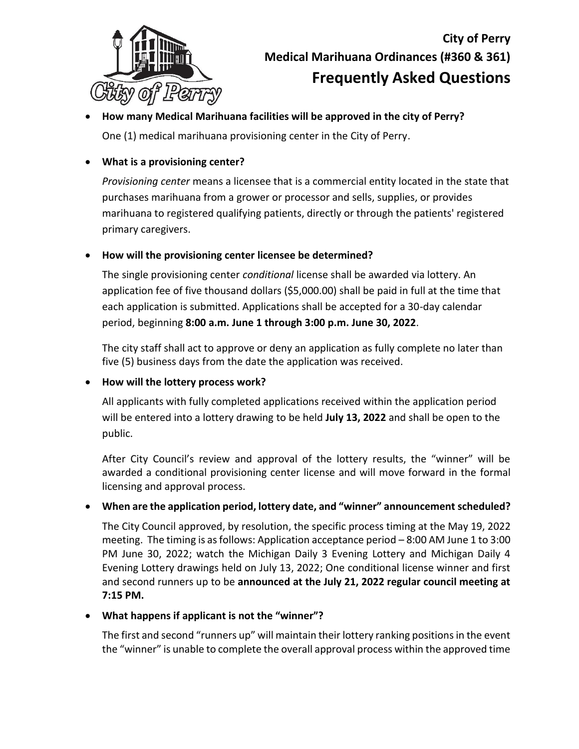# City of Perry
## Medical Marihuana Ordinances (#360 & 361)
## Frequently Asked Questions

- **How many Medical Marihuana facilities will be approved in the city of Perry?**

  One (1) medical marihuana provisioning center in the City of Perry.

- **What is a provisioning center?**

  *Provisioning center* means a licensee that is a commercial entity located in the state that purchases marihuana from a grower or processor and sells, supplies, or provides marihuana to registered qualifying patients, directly or through the patients' registered primary caregivers.

- **How will the provisioning center licensee be determined?**

  The single provisioning center *conditional* license shall be awarded via lottery. An application fee of five thousand dollars ($5,000.00) shall be paid in full at the time that each application is submitted. Applications shall be accepted for a 30-day calendar period, beginning **8:00 a.m. June 1 through 3:00 p.m. June 30, 2022**.

  The city staff shall act to approve or deny an application as fully complete no later than five (5) business days from the date the application was received.

- **How will the lottery process work?**

  All applicants with fully completed applications received within the application period will be entered into a lottery drawing to be held **July 13, 2022** and shall be open to the public.

  After City Council's review and approval of the lottery results, the "winner" will be awarded a conditional provisioning center license and will move forward in the formal licensing and approval process.

- **When are the application period, lottery date, and "winner" announcement scheduled?**

  The City Council approved, by resolution, the specific process timing at the May 19, 2022 meeting. The timing is as follows: Application acceptance period – 8:00 AM June 1 to 3:00 PM June 30, 2022; watch the Michigan Daily 3 Evening Lottery and Michigan Daily 4 Evening Lottery drawings held on July 13, 2022; One conditional license winner and first and second runners up to be **announced at the July 21, 2022 regular council meeting at 7:15 PM.**

- **What happens if applicant is not the "winner"?**

  The first and second "runners up" will maintain their lottery ranking positions in the event the "winner" is unable to complete the overall approval process within the approved time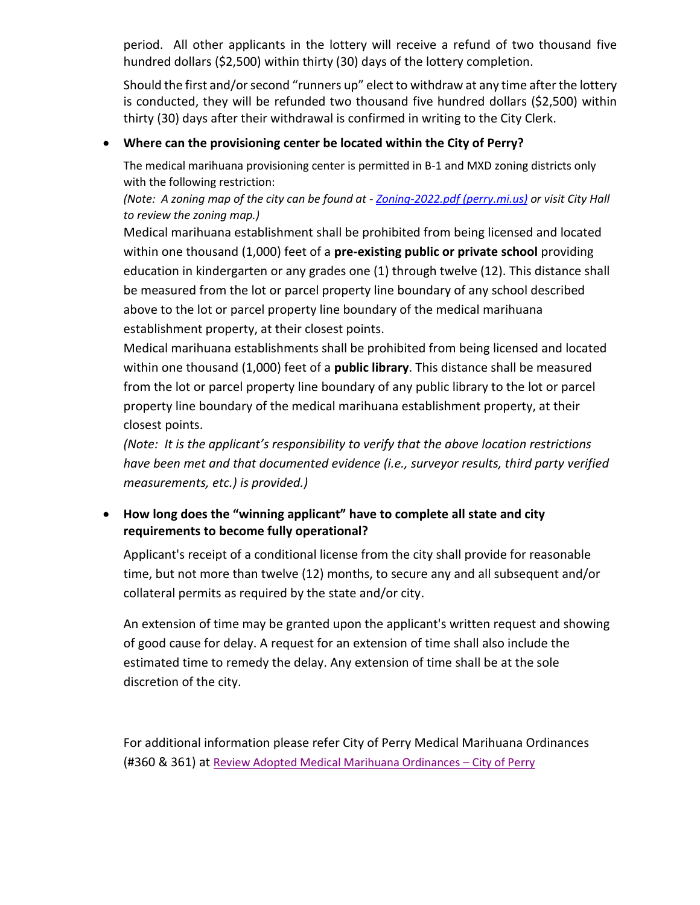period. All other applicants in the lottery will receive a refund of two thousand five hundred dollars ($2,500) within thirty (30) days of the lottery completion.

Should the first and/or second "runners up" elect to withdraw at any time after the lottery is conducted, they will be refunded two thousand five hundred dollars ($2,500) within thirty (30) days after their withdrawal is confirmed in writing to the City Clerk.

- **Where can the provisioning center be located within the City of Perry?**

  The medical marihuana provisioning center is permitted in B-1 and MXD zoning districts only with the following restriction:

  *(Note: A zoning map of the city can be found at - [Zoning-2022.pdf (perry.mi.us)](Zoning-2022.pdf (perry.mi.us)) or visit City Hall to review the zoning map.)*

  Medical marihuana establishment shall be prohibited from being licensed and located within one thousand (1,000) feet of a **pre-existing public or private school** providing education in kindergarten or any grades one (1) through twelve (12). This distance shall be measured from the lot or parcel property line boundary of any school described above to the lot or parcel property line boundary of the medical marihuana establishment property, at their closest points.

  Medical marihuana establishments shall be prohibited from being licensed and located within one thousand (1,000) feet of a **public library**. This distance shall be measured from the lot or parcel property line boundary of any public library to the lot or parcel property line boundary of the medical marihuana establishment property, at their closest points.

  *(Note: It is the applicant's responsibility to verify that the above location restrictions have been met and that documented evidence (i.e., surveyor results, third party verified measurements, etc.) is provided.)*

- **How long does the "winning applicant" have to complete all state and city requirements to become fully operational?**

  Applicant's receipt of a conditional license from the city shall provide for reasonable time, but not more than twelve (12) months, to secure any and all subsequent and/or collateral permits as required by the state and/or city.

  An extension of time may be granted upon the applicant's written request and showing of good cause for delay. A request for an extension of time shall also include the estimated time to remedy the delay. Any extension of time shall be at the sole discretion of the city.

For additional information please refer City of Perry Medical Marihuana Ordinances (#360 & 361) at Review Adopted Medical Marihuana Ordinances – City of Perry